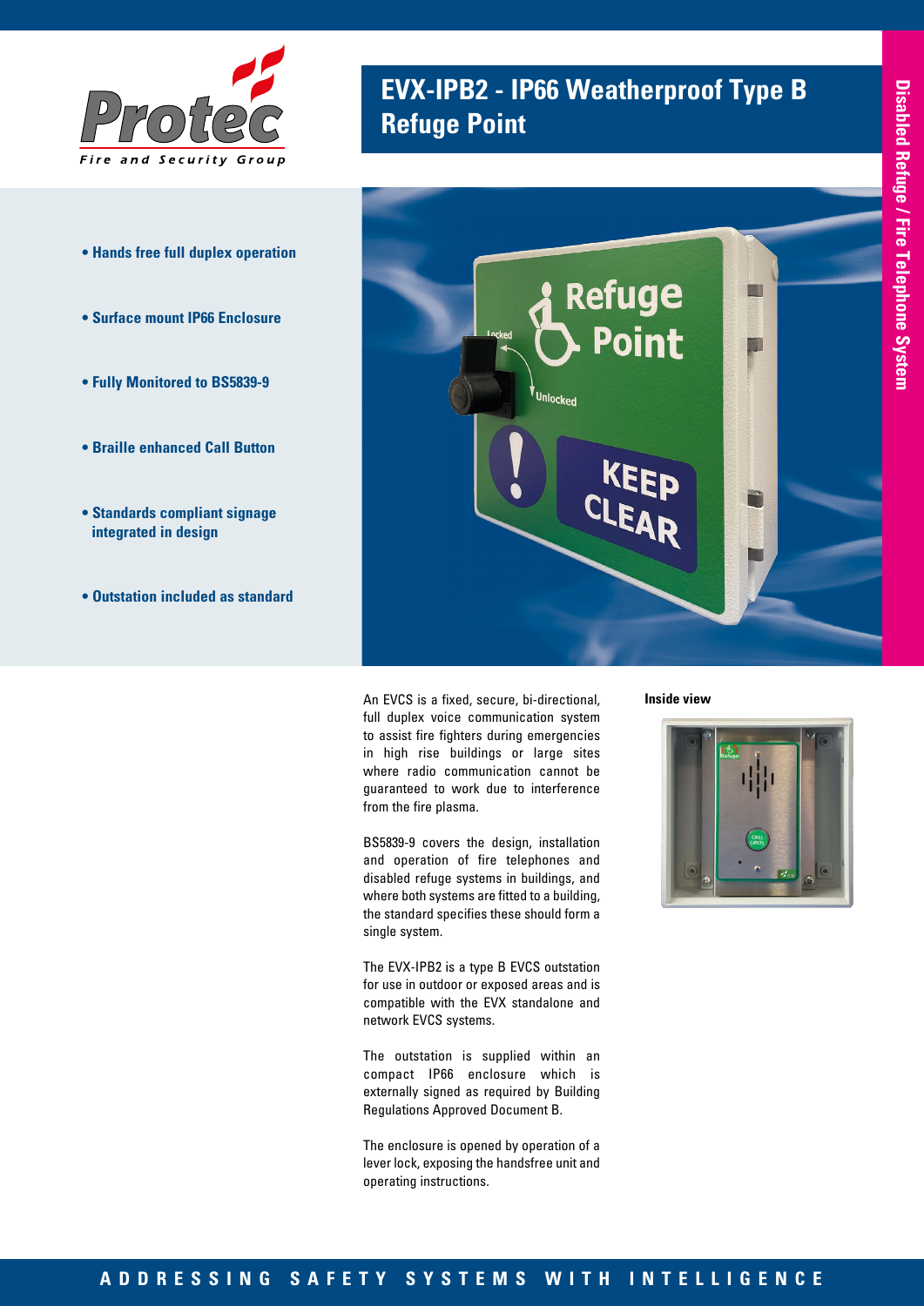# EVX-IPB2 - IP66 Weatherproof Type B Refuge Point

Disabled Refuge / Fire Telephone System

- Hands free full duplex operation
- Surface mount IP66 Enclosure
- Fully Monitored to BS5839-9
- Braille enhanced Call Button
- Standards compliant signage integrated in design
- Outstation included as standard

An EVCS is a fixed, secure, bi-directional, full duplex voice communication system to assist fire fighters during emergencies in high rise buildings or large sites where radio communication cannot be guaranteed to work due to interference from the fire plasma.

BS5839-9 covers the design, installation and operation of fire telephones and disabled refuge systems in buildings, and where both systems are fitted to a building, the standard specifies these should form a single system.

The EVX-IPB2 is a type B EVCS outstation for use in outdoor or exposed areas and is compatible with the EVX standalone and network EVCS systems.

The outstation is supplied within an compact IP66 enclosure which is externally signed as required by Building Regulations Approved Document B.

The enclosure is opened by operation of a lever lock, exposing the handsfree unit and operating instructions.

**Inside view**

ADDRESSING SAFETY SYSTEMS WITH INTELLIGENCE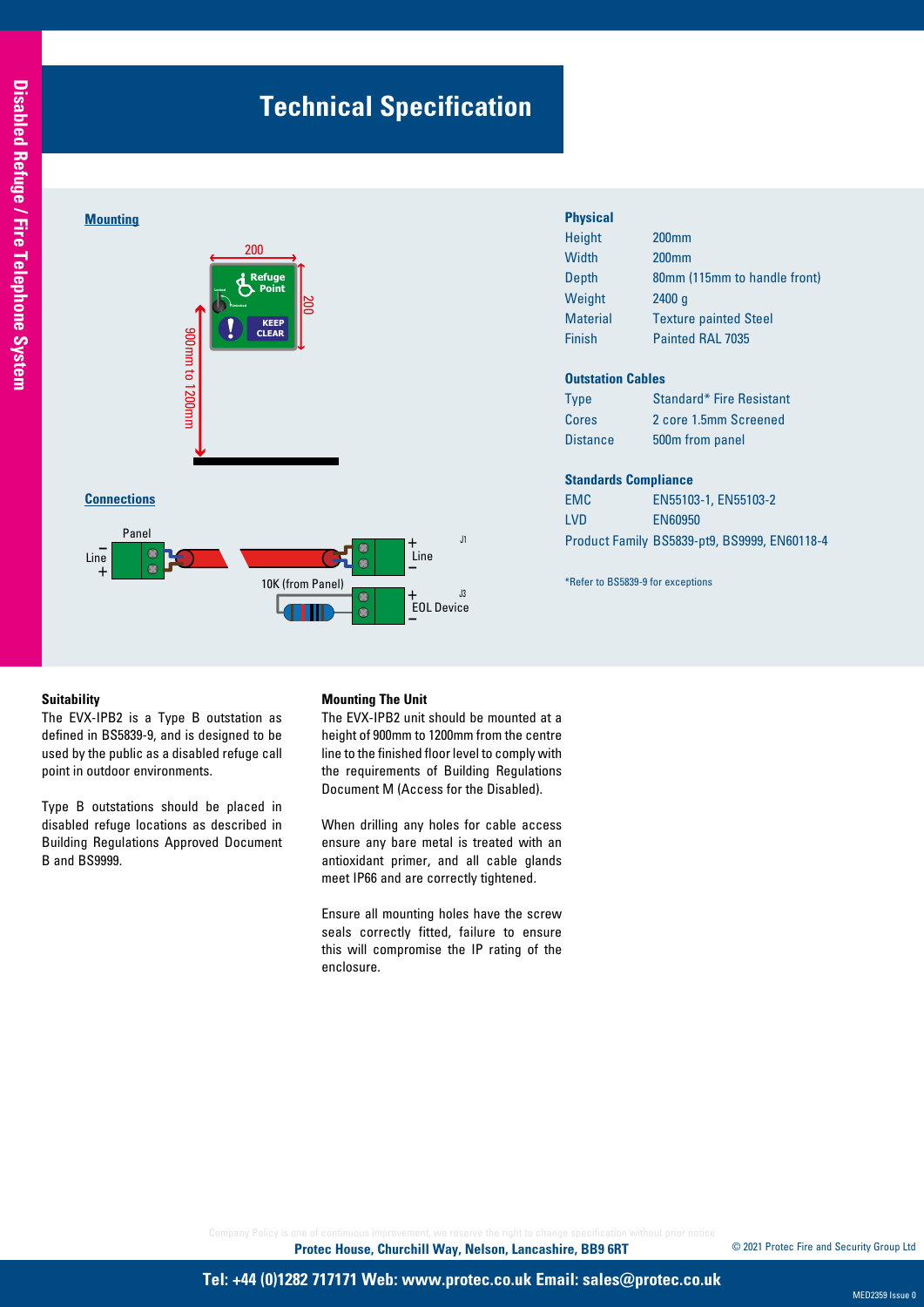# Technical Specification

### Mounting

200

200

900mm to 1200mm

Refuge Point

KEEP CLEAR

### Connections

Panel

Line

−

+

Line

J1

10K (from Panel)

EOL Device

J3

### Physical

| | |
|---|---|
| Height | 200mm |
| Width | 200mm |
| Depth | 80mm (115mm to handle front) |
| Weight | 2400 g |
| Material | Texture painted Steel |
| Finish | Painted RAL 7035 |

### Outstation Cables

| | |
|---|---|
| Type | Standard* Fire Resistant |
| Cores | 2 core 1.5mm Screened |
| Distance | 500m from panel |

### Standards Compliance

| | |
|---|---|
| EMC | EN55103-1, EN55103-2 |
| LVD | EN60950 |
| Product Family | BS5839-pt9, BS9999, EN60118-4 |

*Refer to BS5839-9 for exceptions

**Suitability**

The EVX-IPB2 is a Type B outstation as defined in BS5839-9, and is designed to be used by the public as a disabled refuge call point in outdoor environments.

Type B outstations should be placed in disabled refuge locations as described in Building Regulations Approved Document B and BS9999.

**Mounting The Unit**

The EVX-IPB2 unit should be mounted at a height of 900mm to 1200mm from the centre line to the finished floor level to comply with the requirements of Building Regulations Document M (Access for the Disabled).

When drilling any holes for cable access ensure any bare metal is treated with an antioxidant primer, and all cable glands meet IP66 and are correctly tightened.

Ensure all mounting holes have the screw seals correctly fitted, failure to ensure this will compromise the IP rating of the enclosure.

Company Policy is one of continuous improvement, we reserve the right to change specification without prior notice

**Protec House, Churchill Way, Nelson, Lancashire, BB9 6RT**

© 2021 Protec Fire and Security Group Ltd

**Tel: +44 (0)1282 717171 Web: www.protec.co.uk Email: sales@protec.co.uk**

MED2359 Issue 0